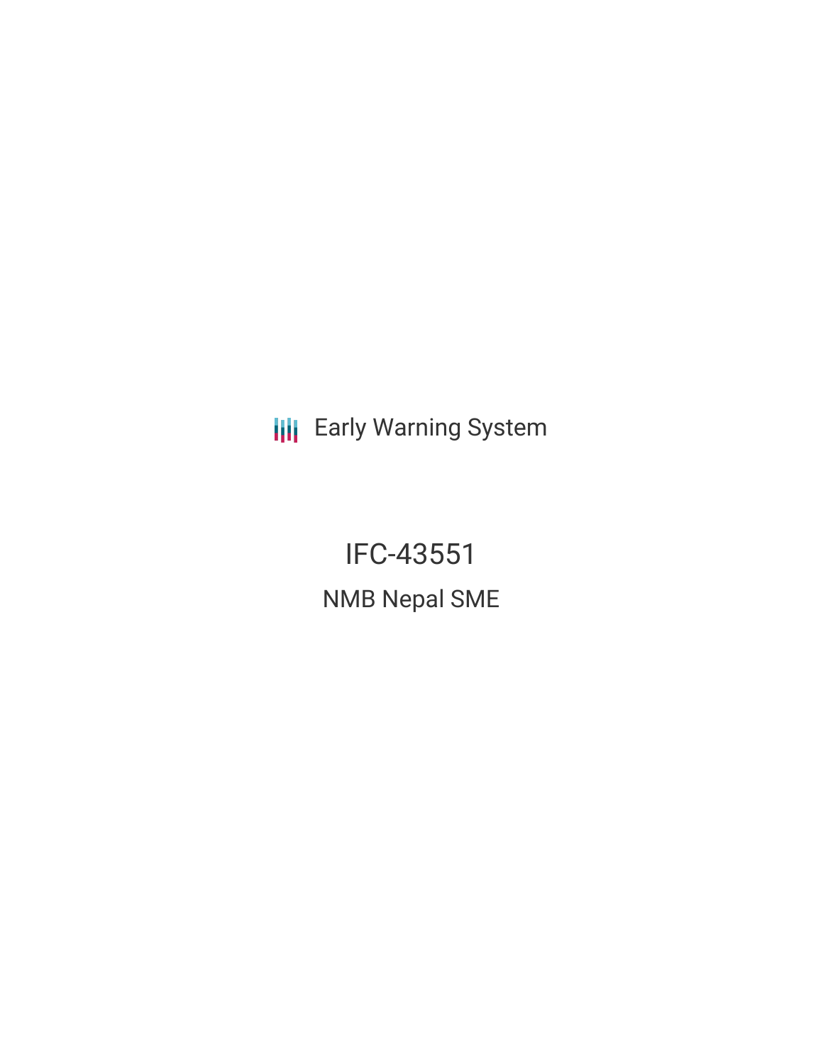Early Warning System

# IFC-43551

## NMB Nepal SME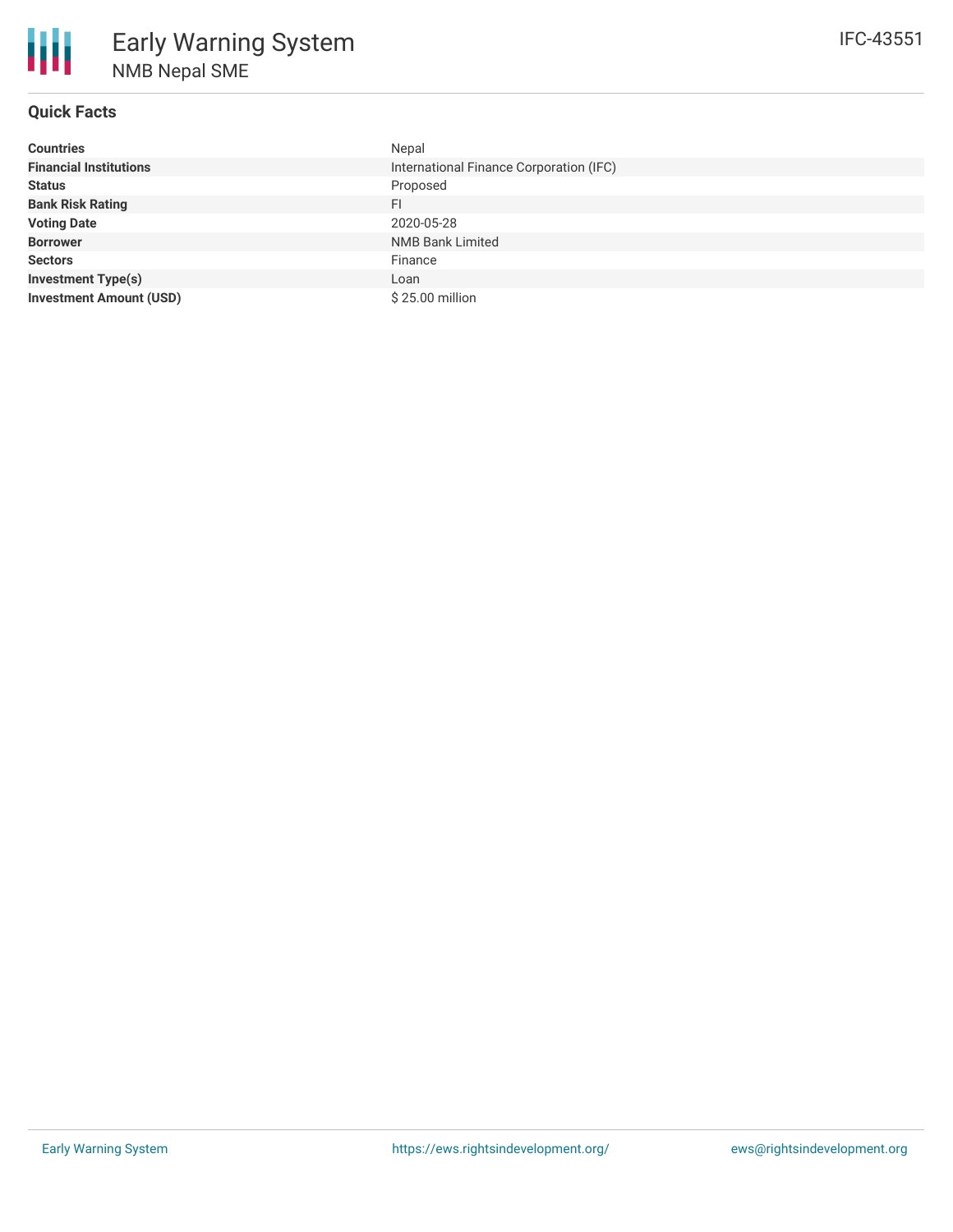# Early Warning System

## NMB Nepal SME

IFC-43551

### Quick Facts

| | |
|---|---|
| **Countries** | Nepal |
| **Financial Institutions** | International Finance Corporation (IFC) |
| **Status** | Proposed |
| **Bank Risk Rating** | FI |
| **Voting Date** | 2020-05-28 |
| **Borrower** | NMB Bank Limited |
| **Sectors** | Finance |
| **Investment Type(s)** | Loan |
| **Investment Amount (USD)** | $ 25.00 million |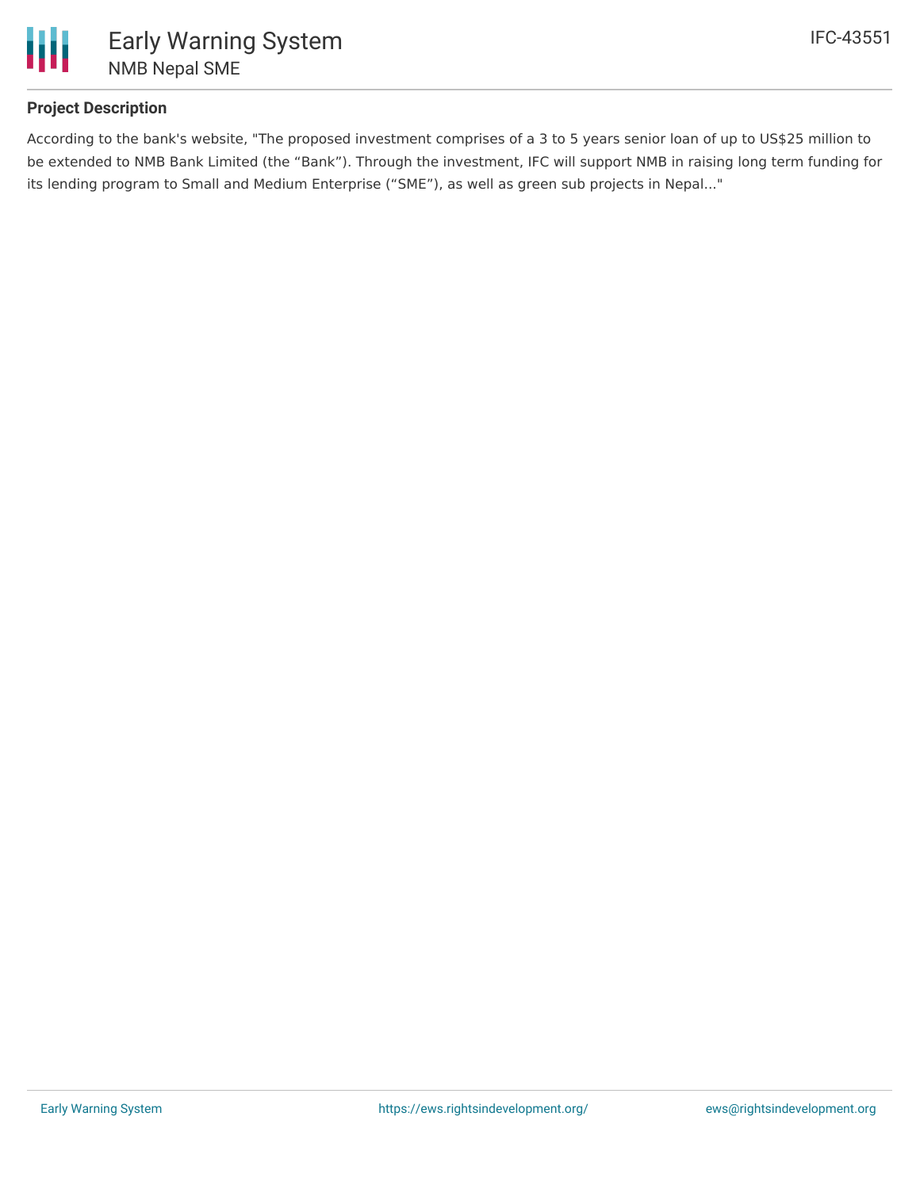**Project Description**

According to the bank's website, "The proposed investment comprises of a 3 to 5 years senior loan of up to US$25 million to be extended to NMB Bank Limited (the “Bank”). Through the investment, IFC will support NMB in raising long term funding for its lending program to Small and Medium Enterprise (“SME”), as well as green sub projects in Nepal..."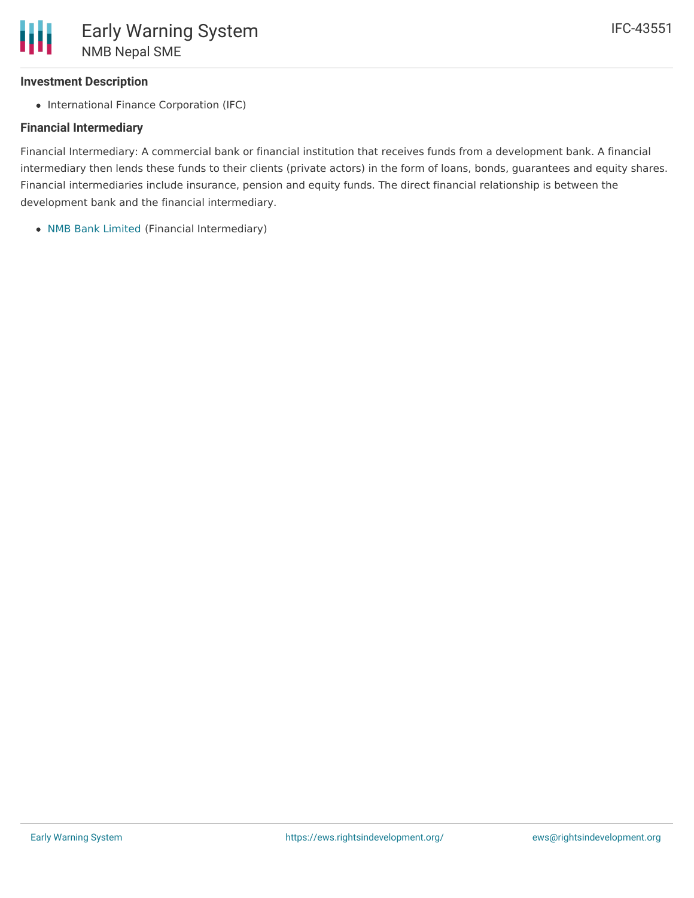**Investment Description**

- International Finance Corporation (IFC)

**Financial Intermediary**

Financial Intermediary: A commercial bank or financial institution that receives funds from a development bank. A financial intermediary then lends these funds to their clients (private actors) in the form of loans, bonds, guarantees and equity shares. Financial intermediaries include insurance, pension and equity funds. The direct financial relationship is between the development bank and the financial intermediary.

- NMB Bank Limited (Financial Intermediary)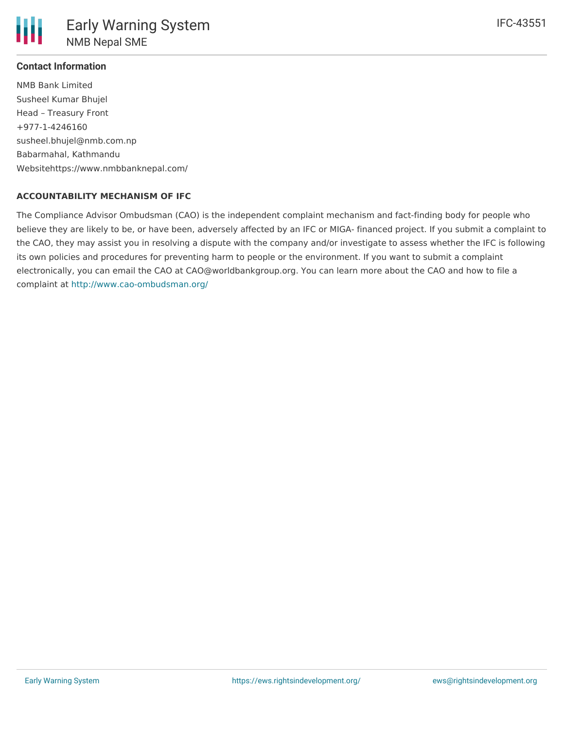### Contact Information

NMB Bank Limited
Susheel Kumar Bhujel
Head – Treasury Front
+977-1-4246160
susheel.bhujel@nmb.com.np
Babarmahal, Kathmandu
Websitehttps://www.nmbbanknepal.com/

#### ACCOUNTABILITY MECHANISM OF IFC

The Compliance Advisor Ombudsman (CAO) is the independent complaint mechanism and fact-finding body for people who believe they are likely to be, or have been, adversely affected by an IFC or MIGA- financed project. If you submit a complaint to the CAO, they may assist you in resolving a dispute with the company and/or investigate to assess whether the IFC is following its own policies and procedures for preventing harm to people or the environment. If you want to submit a complaint electronically, you can email the CAO at CAO@worldbankgroup.org. You can learn more about the CAO and how to file a complaint at http://www.cao-ombudsman.org/